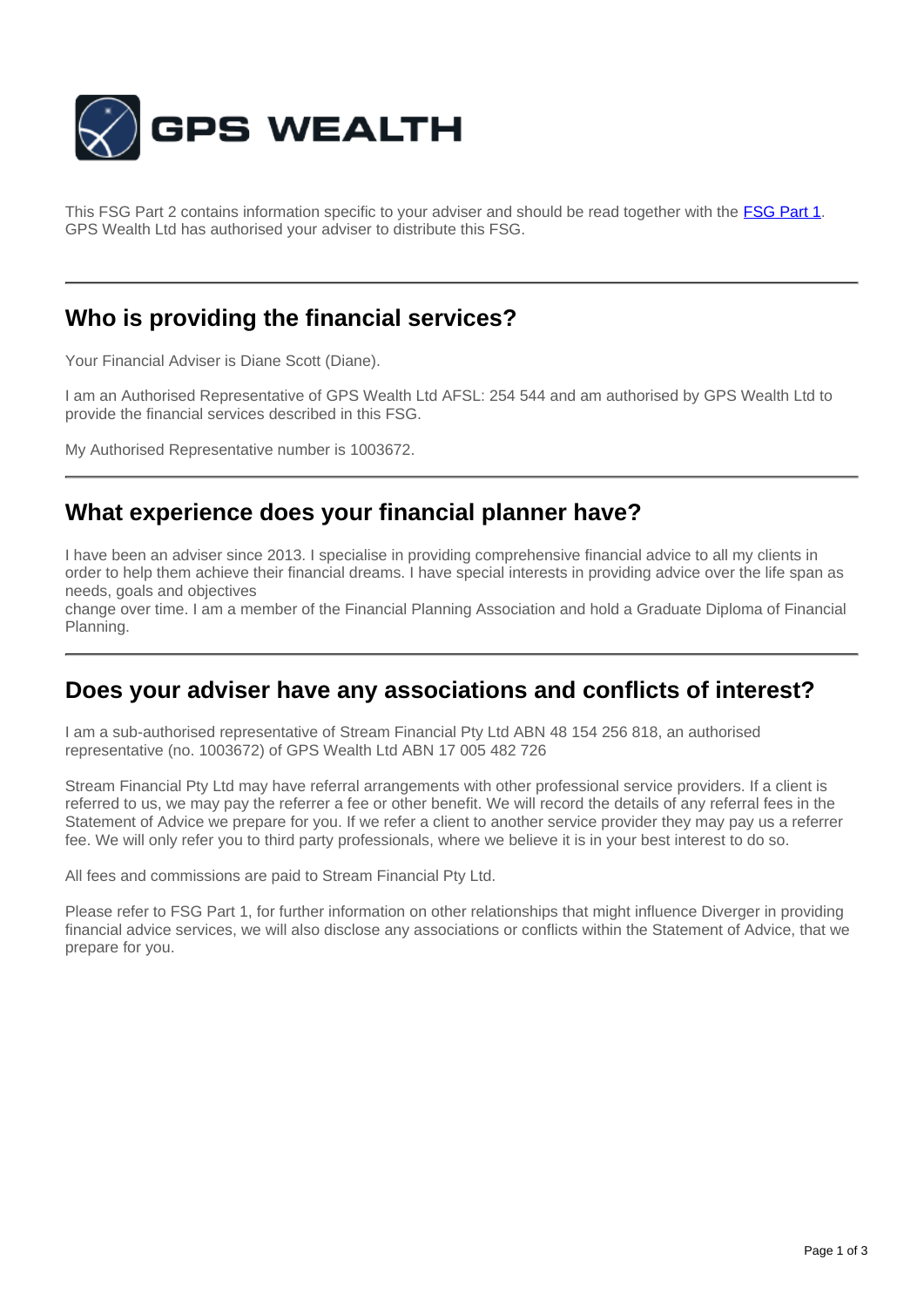GPS WEALTH

This FSG Part 2 contains information specific to your adviser and should be read together with the [FSG Part 1](). GPS Wealth Ltd has authorised your adviser to distribute this FSG.

---

## Who is providing the financial services?

Your Financial Adviser is Diane Scott (Diane).

I am an Authorised Representative of GPS Wealth Ltd AFSL: 254 544 and am authorised by GPS Wealth Ltd to provide the financial services described in this FSG.

My Authorised Representative number is 1003672.

---

## What experience does your financial planner have?

I have been an adviser since 2013. I specialise in providing comprehensive financial advice to all my clients in order to help them achieve their financial dreams. I have special interests in providing advice over the life span as needs, goals and objectives
change over time. I am a member of the Financial Planning Association and hold a Graduate Diploma of Financial Planning.

---

## Does your adviser have any associations and conflicts of interest?

I am a sub-authorised representative of Stream Financial Pty Ltd ABN 48 154 256 818, an authorised representative (no. 1003672) of GPS Wealth Ltd ABN 17 005 482 726

Stream Financial Pty Ltd may have referral arrangements with other professional service providers. If a client is referred to us, we may pay the referrer a fee or other benefit. We will record the details of any referral fees in the Statement of Advice we prepare for you. If we refer a client to another service provider they may pay us a referrer fee. We will only refer you to third party professionals, where we believe it is in your best interest to do so.

All fees and commissions are paid to Stream Financial Pty Ltd.

Please refer to FSG Part 1, for further information on other relationships that might influence Diverger in providing financial advice services, we will also disclose any associations or conflicts within the Statement of Advice, that we prepare for you.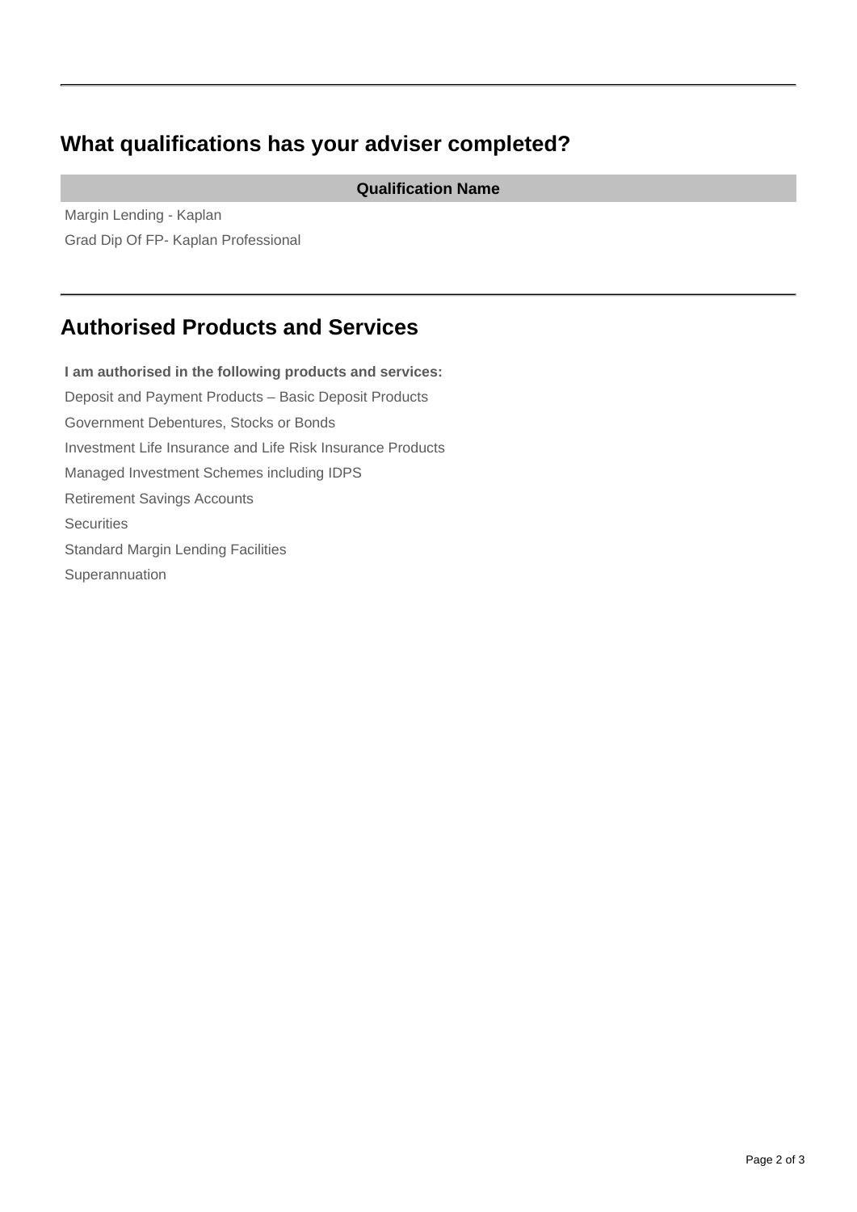## What qualifications has your adviser completed?

| Qualification Name |
| --- |
| Margin Lending - Kaplan |
| Grad Dip Of FP- Kaplan Professional |

## Authorised Products and Services

**I am authorised in the following products and services:**

Deposit and Payment Products – Basic Deposit Products

Government Debentures, Stocks or Bonds

Investment Life Insurance and Life Risk Insurance Products

Managed Investment Schemes including IDPS

Retirement Savings Accounts

Securities

Standard Margin Lending Facilities

Superannuation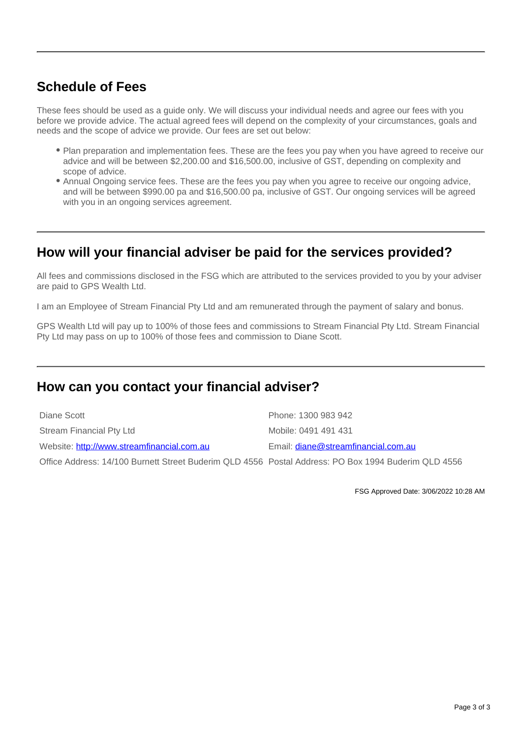## Schedule of Fees

These fees should be used as a guide only. We will discuss your individual needs and agree our fees with you before we provide advice. The actual agreed fees will depend on the complexity of your circumstances, goals and needs and the scope of advice we provide. Our fees are set out below:

- Plan preparation and implementation fees. These are the fees you pay when you have agreed to receive our advice and will be between $2,200.00 and $16,500.00, inclusive of GST, depending on complexity and scope of advice.
- Annual Ongoing service fees. These are the fees you pay when you agree to receive our ongoing advice, and will be between $990.00 pa and $16,500.00 pa, inclusive of GST. Our ongoing services will be agreed with you in an ongoing services agreement.

## How will your financial adviser be paid for the services provided?

All fees and commissions disclosed in the FSG which are attributed to the services provided to you by your adviser are paid to GPS Wealth Ltd.

I am an Employee of Stream Financial Pty Ltd and am remunerated through the payment of salary and bonus.

GPS Wealth Ltd will pay up to 100% of those fees and commissions to Stream Financial Pty Ltd. Stream Financial Pty Ltd may pass on up to 100% of those fees and commission to Diane Scott.

## How can you contact your financial adviser?

| | |
|---|---|
| Diane Scott | Phone: 1300 983 942 |
| Stream Financial Pty Ltd | Mobile: 0491 491 431 |
| Website: http://www.streamfinancial.com.au | Email: diane@streamfinancial.com.au |
| Office Address: 14/100 Burnett Street Buderim QLD 4556 | Postal Address: PO Box 1994 Buderim QLD 4556 |

FSG Approved Date: 3/06/2022 10:28 AM